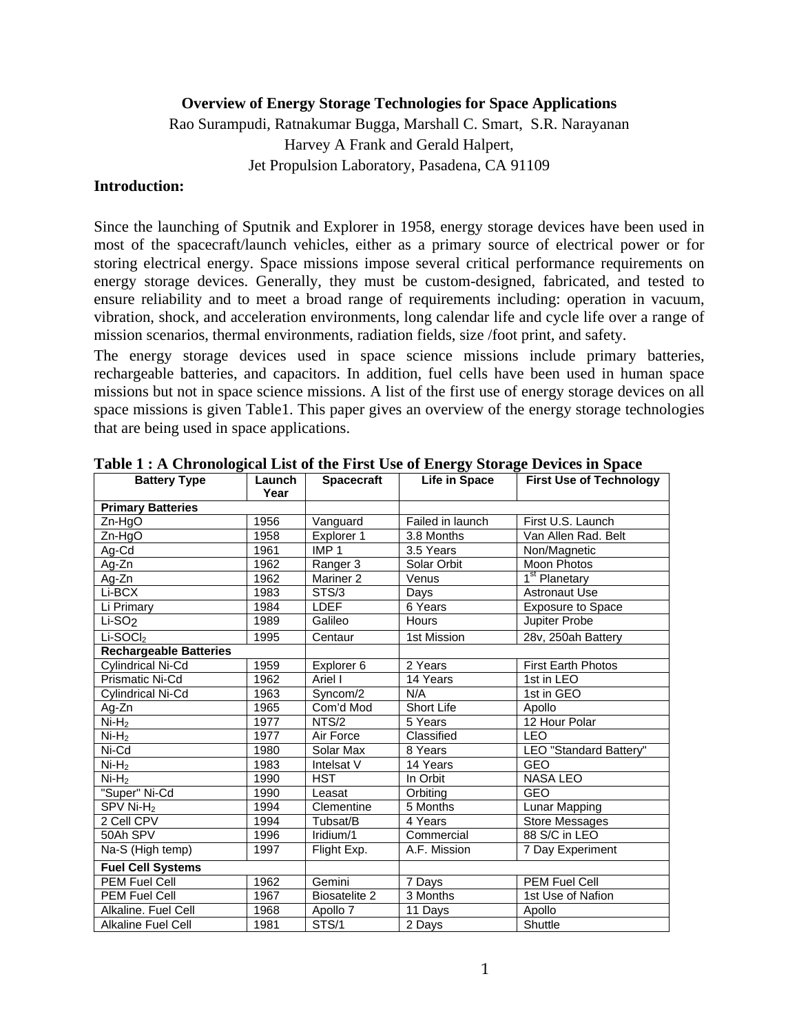# Overview of Energy Storage Technologies for Space Applications

Rao Surampudi, Ratnakumar Bugga, Marshall C. Smart, S.R. Narayanan
Harvey A Frank and Gerald Halpert,
Jet Propulsion Laboratory, Pasadena, CA 91109

## Introduction:

Since the launching of Sputnik and Explorer in 1958, energy storage devices have been used in most of the spacecraft/launch vehicles, either as a primary source of electrical power or for storing electrical energy. Space missions impose several critical performance requirements on energy storage devices. Generally, they must be custom-designed, fabricated, and tested to ensure reliability and to meet a broad range of requirements including: operation in vacuum, vibration, shock, and acceleration environments, long calendar life and cycle life over a range of mission scenarios, thermal environments, radiation fields, size /foot print, and safety.

The energy storage devices used in space science missions include primary batteries, rechargeable batteries, and capacitors. In addition, fuel cells have been used in human space missions but not in space science missions. A list of the first use of energy storage devices on all space missions is given Table1. This paper gives an overview of the energy storage technologies that are being used in space applications.

**Table 1 : A Chronological List of the First Use of Energy Storage Devices in Space**

| Battery Type | Launch Year | Spacecraft | Life in Space | First Use of Technology |
|---|---|---|---|---|
| **Primary Batteries** | | | | |
| Zn-HgO | 1956 | Vanguard | Failed in launch | First U.S. Launch |
| Zn-HgO | 1958 | Explorer 1 | 3.8 Months | Van Allen Rad. Belt |
| Ag-Cd | 1961 | IMP 1 | 3.5 Years | Non/Magnetic |
| Ag-Zn | 1962 | Ranger 3 | Solar Orbit | Moon Photos |
| Ag-Zn | 1962 | Mariner 2 | Venus | 1st Planetary |
| Li-BCX | 1983 | STS/3 | Days | Astronaut Use |
| Li Primary | 1984 | LDEF | 6 Years | Exposure to Space |
| Li-$SO_2$ | 1989 | Galileo | Hours | Jupiter Probe |
| Li-$SOCl_2$ | 1995 | Centaur | 1st Mission | 28v, 250ah Battery |
| **Rechargeable Batteries** | | | | |
| Cylindrical Ni-Cd | 1959 | Explorer 6 | 2 Years | First Earth Photos |
| Prismatic Ni-Cd | 1962 | Ariel I | 14 Years | 1st in LEO |
| Cylindrical Ni-Cd | 1963 | Syncom/2 | N/A | 1st in GEO |
| Ag-Zn | 1965 | Com'd Mod | Short Life | Apollo |
| Ni-$H_2$ | 1977 | NTS/2 | 5 Years | 12 Hour Polar |
| Ni-$H_2$ | 1977 | Air Force | Classified | LEO |
| Ni-Cd | 1980 | Solar Max | 8 Years | LEO "Standard Battery" |
| Ni-$H_2$ | 1983 | Intelsat V | 14 Years | GEO |
| Ni-$H_2$ | 1990 | HST | In Orbit | NASA LEO |
| "Super" Ni-Cd | 1990 | Leasat | Orbiting | GEO |
| SPV Ni-$H_2$ | 1994 | Clementine | 5 Months | Lunar Mapping |
| 2 Cell CPV | 1994 | Tubsat/B | 4 Years | Store Messages |
| 50Ah SPV | 1996 | Iridium/1 | Commercial | 88 S/C in LEO |
| Na-S (High temp) | 1997 | Flight Exp. | A.F. Mission | 7 Day Experiment |
| **Fuel Cell Systems** | | | | |
| PEM Fuel Cell | 1962 | Gemini | 7 Days | PEM Fuel Cell |
| PEM Fuel Cell | 1967 | Biosatelite 2 | 3 Months | 1st Use of Nafion |
| Alkaline. Fuel Cell | 1968 | Apollo 7 | 11 Days | Apollo |
| Alkaline Fuel Cell | 1981 | STS/1 | 2 Days | Shuttle |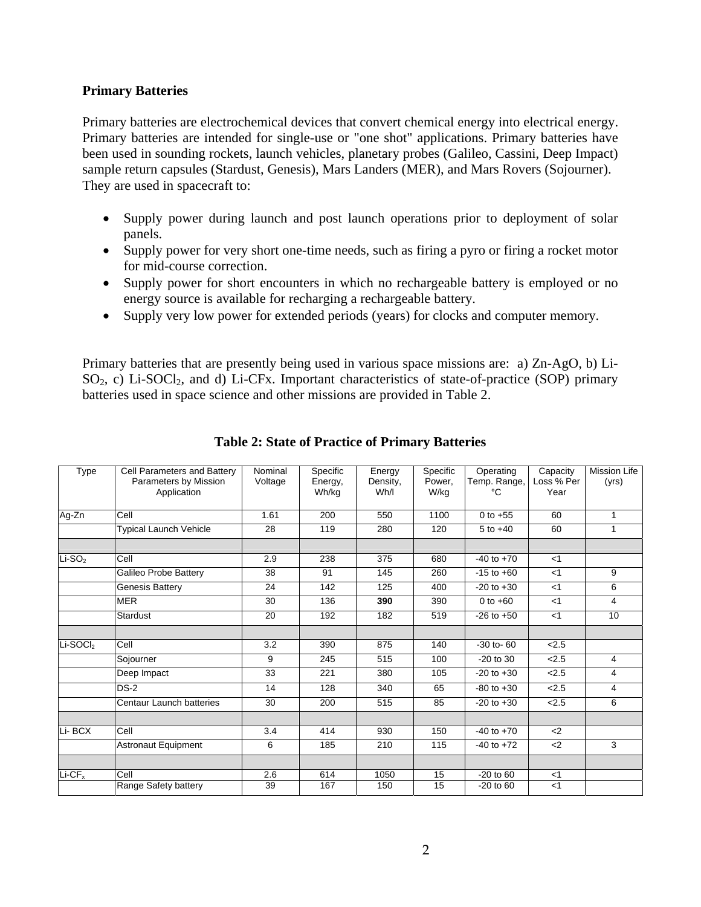**Primary Batteries**

Primary batteries are electrochemical devices that convert chemical energy into electrical energy. Primary batteries are intended for single-use or "one shot" applications. Primary batteries have been used in sounding rockets, launch vehicles, planetary probes (Galileo, Cassini, Deep Impact) sample return capsules (Stardust, Genesis), Mars Landers (MER), and Mars Rovers (Sojourner). They are used in spacecraft to:

- Supply power during launch and post launch operations prior to deployment of solar panels.
- Supply power for very short one-time needs, such as firing a pyro or firing a rocket motor for mid-course correction.
- Supply power for short encounters in which no rechargeable battery is employed or no energy source is available for recharging a rechargeable battery.
- Supply very low power for extended periods (years) for clocks and computer memory.

Primary batteries that are presently being used in various space missions are: a) Zn-AgO, b) Li-$SO_2$, c) Li-$SOCl_2$, and d) Li-CFx. Important characteristics of state-of-practice (SOP) primary batteries used in space science and other missions are provided in Table 2.

**Table 2: State of Practice of Primary Batteries**

| Type | Cell Parameters and Battery Parameters by Mission Application | Nominal Voltage | Specific Energy, Wh/kg | Energy Density, Wh/l | Specific Power, W/kg | Operating Temp. Range, °C | Capacity Loss % Per Year | Mission Life (yrs) |
|---|---|---|---|---|---|---|---|---|
| Ag-Zn | Cell | 1.61 | 200 | 550 | 1100 | 0 to +55 | 60 | 1 |
| | Typical Launch Vehicle | 28 | 119 | 280 | 120 | 5 to +40 | 60 | 1 |
| | | | | | | | | |
| Li-$SO_2$ | Cell | 2.9 | 238 | 375 | 680 | -40 to +70 | <1 | |
| | Galileo Probe Battery | 38 | 91 | 145 | 260 | -15 to +60 | <1 | 9 |
| | Genesis Battery | 24 | 142 | 125 | 400 | -20 to +30 | <1 | 6 |
| | MER | 30 | 136 | **390** | 390 | 0 to +60 | <1 | 4 |
| | Stardust | 20 | 192 | 182 | 519 | -26 to +50 | <1 | 10 |
| | | | | | | | | |
| Li-$SOCl_2$ | Cell | 3.2 | 390 | 875 | 140 | -30 to- 60 | <2.5 | |
| | Sojourner | 9 | 245 | 515 | 100 | -20 to 30 | <2.5 | 4 |
| | Deep Impact | 33 | 221 | 380 | 105 | -20 to +30 | <2.5 | 4 |
| | DS-2 | 14 | 128 | 340 | 65 | -80 to +30 | <2.5 | 4 |
| | Centaur Launch batteries | 30 | 200 | 515 | 85 | -20 to +30 | <2.5 | 6 |
| | | | | | | | | |
| Li- BCX | Cell | 3.4 | 414 | 930 | 150 | -40 to +70 | <2 | |
| | Astronaut Equipment | 6 | 185 | 210 | 115 | -40 to +72 | <2 | 3 |
| | | | | | | | | |
| Li-$CF_x$ | Cell | 2.6 | 614 | 1050 | 15 | -20 to 60 | <1 | |
| | Range Safety battery | 39 | 167 | 150 | 15 | -20 to 60 | <1 | |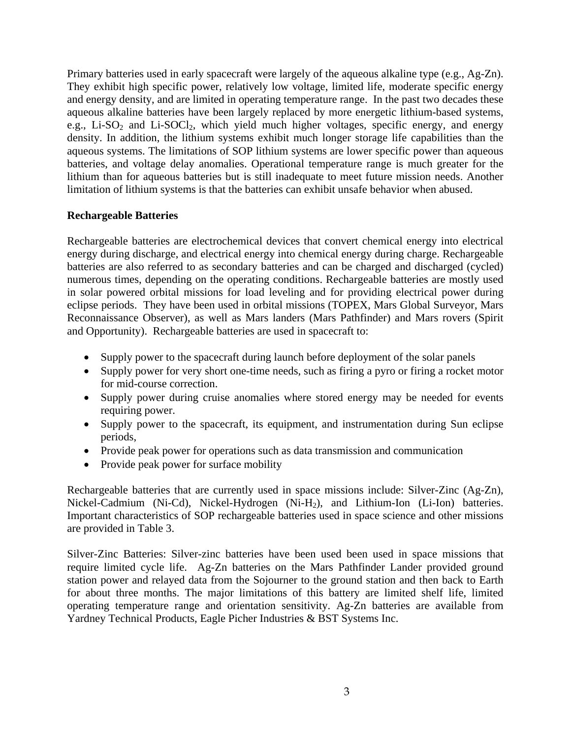Primary batteries used in early spacecraft were largely of the aqueous alkaline type (e.g., Ag-Zn). They exhibit high specific power, relatively low voltage, limited life, moderate specific energy and energy density, and are limited in operating temperature range. In the past two decades these aqueous alkaline batteries have been largely replaced by more energetic lithium-based systems, e.g., Li-$SO_2$ and Li-$SOCl_2$, which yield much higher voltages, specific energy, and energy density. In addition, the lithium systems exhibit much longer storage life capabilities than the aqueous systems. The limitations of SOP lithium systems are lower specific power than aqueous batteries, and voltage delay anomalies. Operational temperature range is much greater for the lithium than for aqueous batteries but is still inadequate to meet future mission needs. Another limitation of lithium systems is that the batteries can exhibit unsafe behavior when abused.

**Rechargeable Batteries**

Rechargeable batteries are electrochemical devices that convert chemical energy into electrical energy during discharge, and electrical energy into chemical energy during charge. Rechargeable batteries are also referred to as secondary batteries and can be charged and discharged (cycled) numerous times, depending on the operating conditions. Rechargeable batteries are mostly used in solar powered orbital missions for load leveling and for providing electrical power during eclipse periods. They have been used in orbital missions (TOPEX, Mars Global Surveyor, Mars Reconnaissance Observer), as well as Mars landers (Mars Pathfinder) and Mars rovers (Spirit and Opportunity). Rechargeable batteries are used in spacecraft to:

- Supply power to the spacecraft during launch before deployment of the solar panels
- Supply power for very short one-time needs, such as firing a pyro or firing a rocket motor for mid-course correction.
- Supply power during cruise anomalies where stored energy may be needed for events requiring power.
- Supply power to the spacecraft, its equipment, and instrumentation during Sun eclipse periods,
- Provide peak power for operations such as data transmission and communication
- Provide peak power for surface mobility

Rechargeable batteries that are currently used in space missions include: Silver-Zinc (Ag-Zn), Nickel-Cadmium (Ni-Cd), Nickel-Hydrogen (Ni-$H_2$), and Lithium-Ion (Li-Ion) batteries. Important characteristics of SOP rechargeable batteries used in space science and other missions are provided in Table 3.

Silver-Zinc Batteries: Silver-zinc batteries have been used been used in space missions that require limited cycle life. Ag-Zn batteries on the Mars Pathfinder Lander provided ground station power and relayed data from the Sojourner to the ground station and then back to Earth for about three months. The major limitations of this battery are limited shelf life, limited operating temperature range and orientation sensitivity. Ag-Zn batteries are available from Yardney Technical Products, Eagle Picher Industries & BST Systems Inc.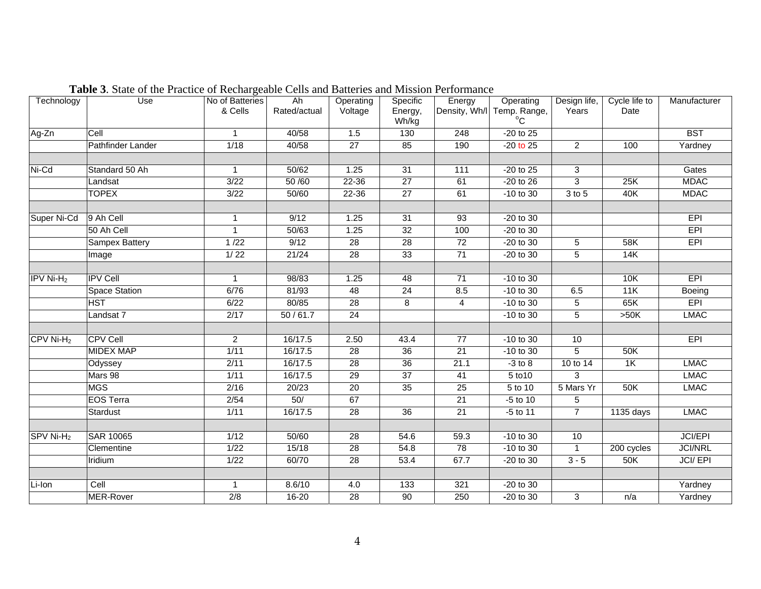**Table 3**. State of the Practice of Rechargeable Cells and Batteries and Mission Performance

| Technology | Use | No of Batteries & Cells | Ah Rated/actual | Operating Voltage | Specific Energy, Wh/kg | Energy Density, Wh/l | Operating Temp. Range, °C | Design life, Years | Cycle life to Date | Manufacturer |
|---|---|---|---|---|---|---|---|---|---|---|
| Ag-Zn | Cell | 1 | 40/58 | 1.5 | 130 | 248 | -20 to 25 | | | BST |
| | Pathfinder Lander | 1/18 | 40/58 | 27 | 85 | 190 | -20 to 25 | 2 | 100 | Yardney |
| | | | | | | | | | | |
| Ni-Cd | Standard 50 Ah | 1 | 50/62 | 1.25 | 31 | 111 | -20 to 25 | 3 | | Gates |
| | Landsat | 3/22 | 50 /60 | 22-36 | 27 | 61 | -20 to 26 | 3 | 25K | MDAC |
| | TOPEX | 3/22 | 50/60 | 22-36 | 27 | 61 | -10 to 30 | 3 to 5 | 40K | MDAC |
| | | | | | | | | | | |
| Super Ni-Cd | 9 Ah Cell | 1 | 9/12 | 1.25 | 31 | 93 | -20 to 30 | | | EPI |
| | 50 Ah Cell | 1 | 50/63 | 1.25 | 32 | 100 | -20 to 30 | | | EPI |
| | Sampex Battery | 1 /22 | 9/12 | 28 | 28 | 72 | -20 to 30 | 5 | 58K | EPI |
| | Image | 1/ 22 | 21/24 | 28 | 33 | 71 | -20 to 30 | 5 | 14K | |
| | | | | | | | | | | |
| IPV $Ni-H_2$ | IPV Cell | 1 | 98/83 | 1.25 | 48 | 71 | -10 to 30 | | 10K | EPI |
| | Space Station | 6/76 | 81/93 | 48 | 24 | 8.5 | -10 to 30 | 6.5 | 11K | Boeing |
| | HST | 6/22 | 80/85 | 28 | 8 | 4 | -10 to 30 | 5 | 65K | EPI |
| | Landsat 7 | 2/17 | 50 / 61.7 | 24 | | | -10 to 30 | 5 | >50K | LMAC |
| | | | | | | | | | | |
| CPV $Ni-H_2$ | CPV Cell | 2 | 16/17.5 | 2.50 | 43.4 | 77 | -10 to 30 | 10 | | EPI |
| | MIDEX MAP | 1/11 | 16/17.5 | 28 | 36 | 21 | -10 to 30 | 5 | 50K | |
| | Odyssey | 2/11 | 16/17.5 | 28 | 36 | 21.1 | -3 to 8 | 10 to 14 | 1K | LMAC |
| | Mars 98 | 1/11 | 16/17.5 | 29 | 37 | 41 | 5 to10 | 3 | | LMAC |
| | MGS | 2/16 | 20/23 | 20 | 35 | 25 | 5 to 10 | 5 Mars Yr | 50K | LMAC |
| | EOS Terra | 2/54 | 50/ | 67 | | 21 | -5 to 10 | 5 | | |
| | Stardust | 1/11 | 16/17.5 | 28 | 36 | 21 | -5 to 11 | 7 | 1135 days | LMAC |
| | | | | | | | | | | |
| SPV $Ni-H_2$ | SAR 10065 | 1/12 | 50/60 | 28 | 54.6 | 59.3 | -10 to 30 | 10 | | JCI/EPI |
| | Clementine | 1/22 | 15/18 | 28 | 54.8 | 78 | -10 to 30 | 1 | 200 cycles | JCI/NRL |
| | Iridium | 1/22 | 60/70 | 28 | 53.4 | 67.7 | -20 to 30 | 3 - 5 | 50K | JCI/ EPI |
| | | | | | | | | | | |
| Li-Ion | Cell | 1 | 8.6/10 | 4.0 | 133 | 321 | -20 to 30 | | | Yardney |
| | MER-Rover | 2/8 | 16-20 | 28 | 90 | 250 | -20 to 30 | 3 | n/a | Yardney |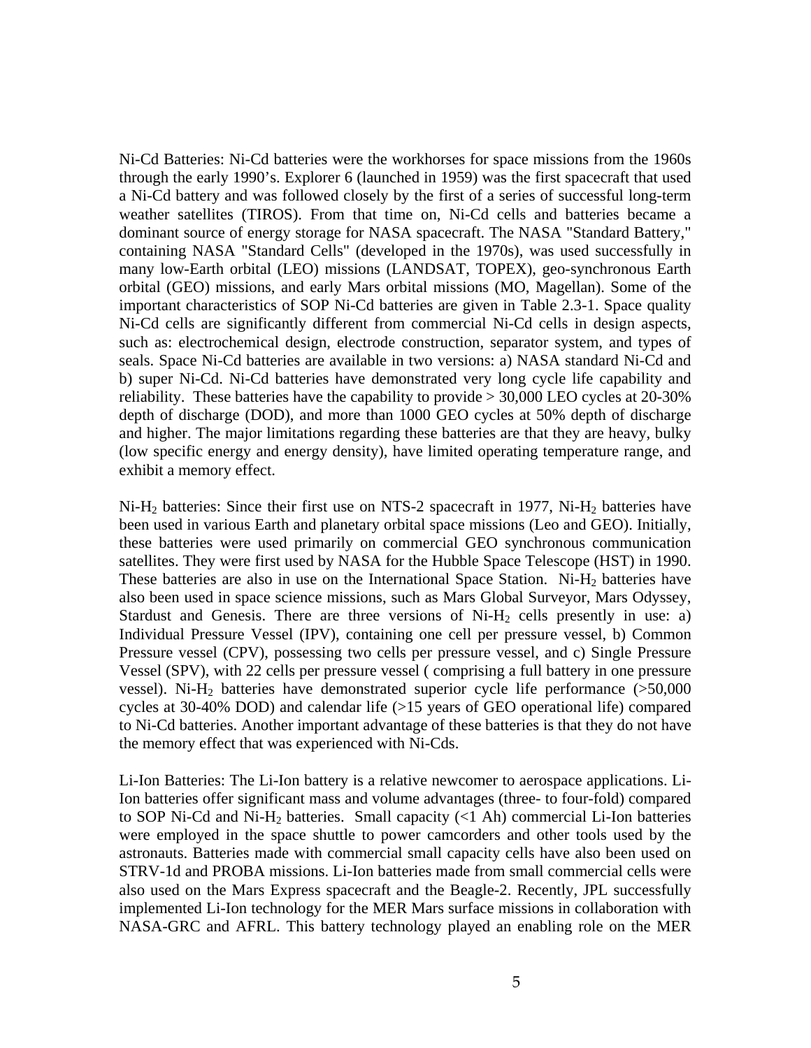Ni-Cd Batteries: Ni-Cd batteries were the workhorses for space missions from the 1960s through the early 1990's. Explorer 6 (launched in 1959) was the first spacecraft that used a Ni-Cd battery and was followed closely by the first of a series of successful long-term weather satellites (TIROS). From that time on, Ni-Cd cells and batteries became a dominant source of energy storage for NASA spacecraft. The NASA "Standard Battery," containing NASA "Standard Cells" (developed in the 1970s), was used successfully in many low-Earth orbital (LEO) missions (LANDSAT, TOPEX), geo-synchronous Earth orbital (GEO) missions, and early Mars orbital missions (MO, Magellan). Some of the important characteristics of SOP Ni-Cd batteries are given in Table 2.3-1. Space quality Ni-Cd cells are significantly different from commercial Ni-Cd cells in design aspects, such as: electrochemical design, electrode construction, separator system, and types of seals. Space Ni-Cd batteries are available in two versions: a) NASA standard Ni-Cd and b) super Ni-Cd. Ni-Cd batteries have demonstrated very long cycle life capability and reliability. These batteries have the capability to provide > 30,000 LEO cycles at 20-30% depth of discharge (DOD), and more than 1000 GEO cycles at 50% depth of discharge and higher. The major limitations regarding these batteries are that they are heavy, bulky (low specific energy and energy density), have limited operating temperature range, and exhibit a memory effect.

Ni-$H_2$ batteries: Since their first use on NTS-2 spacecraft in 1977, Ni-$H_2$ batteries have been used in various Earth and planetary orbital space missions (Leo and GEO). Initially, these batteries were used primarily on commercial GEO synchronous communication satellites. They were first used by NASA for the Hubble Space Telescope (HST) in 1990. These batteries are also in use on the International Space Station. Ni-$H_2$ batteries have also been used in space science missions, such as Mars Global Surveyor, Mars Odyssey, Stardust and Genesis. There are three versions of Ni-$H_2$ cells presently in use: a) Individual Pressure Vessel (IPV), containing one cell per pressure vessel, b) Common Pressure vessel (CPV), possessing two cells per pressure vessel, and c) Single Pressure Vessel (SPV), with 22 cells per pressure vessel ( comprising a full battery in one pressure vessel). Ni-$H_2$ batteries have demonstrated superior cycle life performance (>50,000 cycles at 30-40% DOD) and calendar life (>15 years of GEO operational life) compared to Ni-Cd batteries. Another important advantage of these batteries is that they do not have the memory effect that was experienced with Ni-Cds.

Li-Ion Batteries: The Li-Ion battery is a relative newcomer to aerospace applications. Li-Ion batteries offer significant mass and volume advantages (three- to four-fold) compared to SOP Ni-Cd and Ni-$H_2$ batteries. Small capacity (<1 Ah) commercial Li-Ion batteries were employed in the space shuttle to power camcorders and other tools used by the astronauts. Batteries made with commercial small capacity cells have also been used on STRV-1d and PROBA missions. Li-Ion batteries made from small commercial cells were also used on the Mars Express spacecraft and the Beagle-2. Recently, JPL successfully implemented Li-Ion technology for the MER Mars surface missions in collaboration with NASA-GRC and AFRL. This battery technology played an enabling role on the MER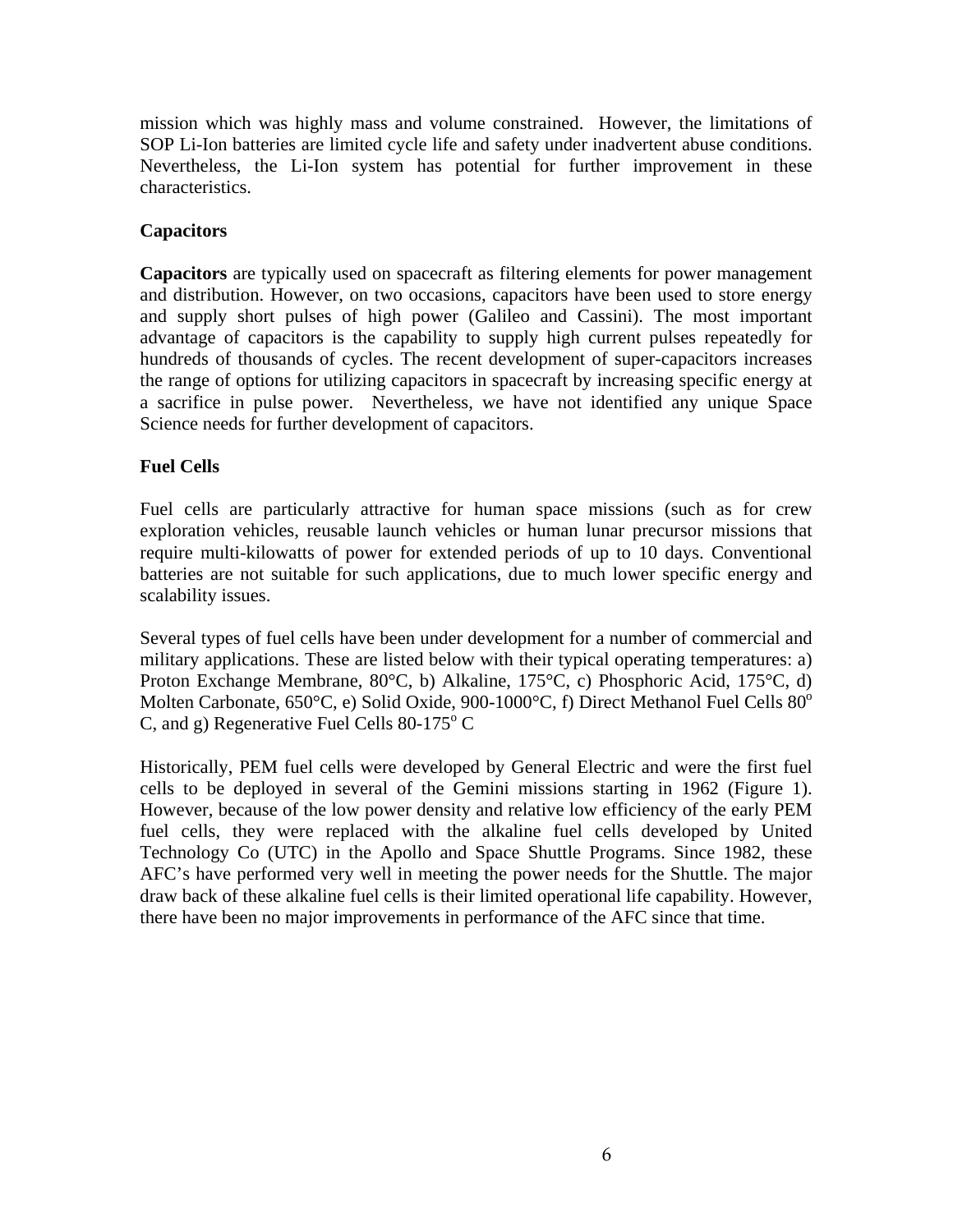mission which was highly mass and volume constrained. However, the limitations of SOP Li-Ion batteries are limited cycle life and safety under inadvertent abuse conditions. Nevertheless, the Li-Ion system has potential for further improvement in these characteristics.

### Capacitors

**Capacitors** are typically used on spacecraft as filtering elements for power management and distribution. However, on two occasions, capacitors have been used to store energy and supply short pulses of high power (Galileo and Cassini). The most important advantage of capacitors is the capability to supply high current pulses repeatedly for hundreds of thousands of cycles. The recent development of super-capacitors increases the range of options for utilizing capacitors in spacecraft by increasing specific energy at a sacrifice in pulse power. Nevertheless, we have not identified any unique Space Science needs for further development of capacitors.

### Fuel Cells

Fuel cells are particularly attractive for human space missions (such as for crew exploration vehicles, reusable launch vehicles or human lunar precursor missions that require multi-kilowatts of power for extended periods of up to 10 days. Conventional batteries are not suitable for such applications, due to much lower specific energy and scalability issues.

Several types of fuel cells have been under development for a number of commercial and military applications. These are listed below with their typical operating temperatures: a) Proton Exchange Membrane, 80°C, b) Alkaline, 175°C, c) Phosphoric Acid, 175°C, d) Molten Carbonate, 650°C, e) Solid Oxide, 900-1000°C, f) Direct Methanol Fuel Cells 80° C, and g) Regenerative Fuel Cells 80-175° C

Historically, PEM fuel cells were developed by General Electric and were the first fuel cells to be deployed in several of the Gemini missions starting in 1962 (Figure 1). However, because of the low power density and relative low efficiency of the early PEM fuel cells, they were replaced with the alkaline fuel cells developed by United Technology Co (UTC) in the Apollo and Space Shuttle Programs. Since 1982, these AFC's have performed very well in meeting the power needs for the Shuttle. The major draw back of these alkaline fuel cells is their limited operational life capability. However, there have been no major improvements in performance of the AFC since that time.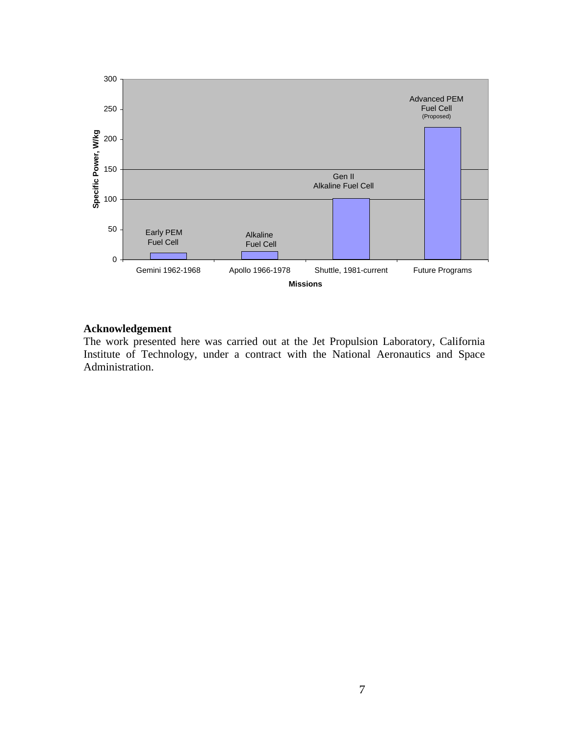300
250
200
150
100
50
0

Specific Power, W/kg

Early PEM Fuel Cell

Alkaline Fuel Cell

Gen II Alkaline Fuel Cell

Advanced PEM Fuel Cell (Proposed)

Gemini 1962-1968

Apollo 1966-1978

Shuttle, 1981-current

Future Programs

Missions

## Acknowledgement

The work presented here was carried out at the Jet Propulsion Laboratory, California Institute of Technology, under a contract with the National Aeronautics and Space Administration.